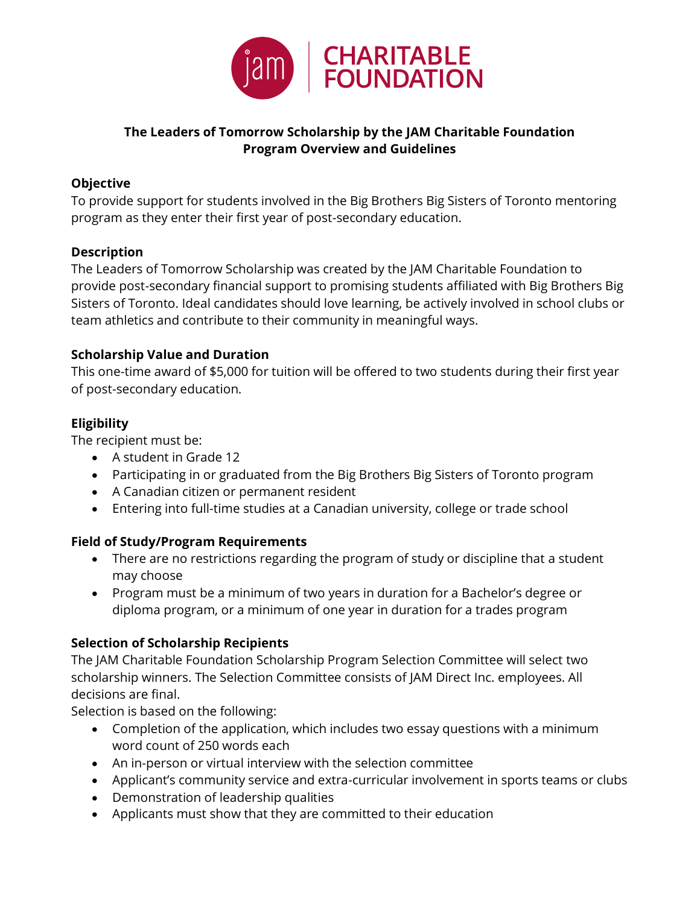jam | CHARITABLE FOUNDATION

# The Leaders of Tomorrow Scholarship by the JAM Charitable Foundation
## Program Overview and Guidelines

### Objective

To provide support for students involved in the Big Brothers Big Sisters of Toronto mentoring program as they enter their first year of post-secondary education.

### Description

The Leaders of Tomorrow Scholarship was created by the JAM Charitable Foundation to provide post-secondary financial support to promising students affiliated with Big Brothers Big Sisters of Toronto. Ideal candidates should love learning, be actively involved in school clubs or team athletics and contribute to their community in meaningful ways.

### Scholarship Value and Duration

This one-time award of $5,000 for tuition will be offered to two students during their first year of post-secondary education.

### Eligibility

The recipient must be:

- A student in Grade 12
- Participating in or graduated from the Big Brothers Big Sisters of Toronto program
- A Canadian citizen or permanent resident
- Entering into full-time studies at a Canadian university, college or trade school

### Field of Study/Program Requirements

- There are no restrictions regarding the program of study or discipline that a student may choose
- Program must be a minimum of two years in duration for a Bachelor's degree or diploma program, or a minimum of one year in duration for a trades program

### Selection of Scholarship Recipients

The JAM Charitable Foundation Scholarship Program Selection Committee will select two scholarship winners. The Selection Committee consists of JAM Direct Inc. employees. All decisions are final.

Selection is based on the following:

- Completion of the application, which includes two essay questions with a minimum word count of 250 words each
- An in-person or virtual interview with the selection committee
- Applicant's community service and extra-curricular involvement in sports teams or clubs
- Demonstration of leadership qualities
- Applicants must show that they are committed to their education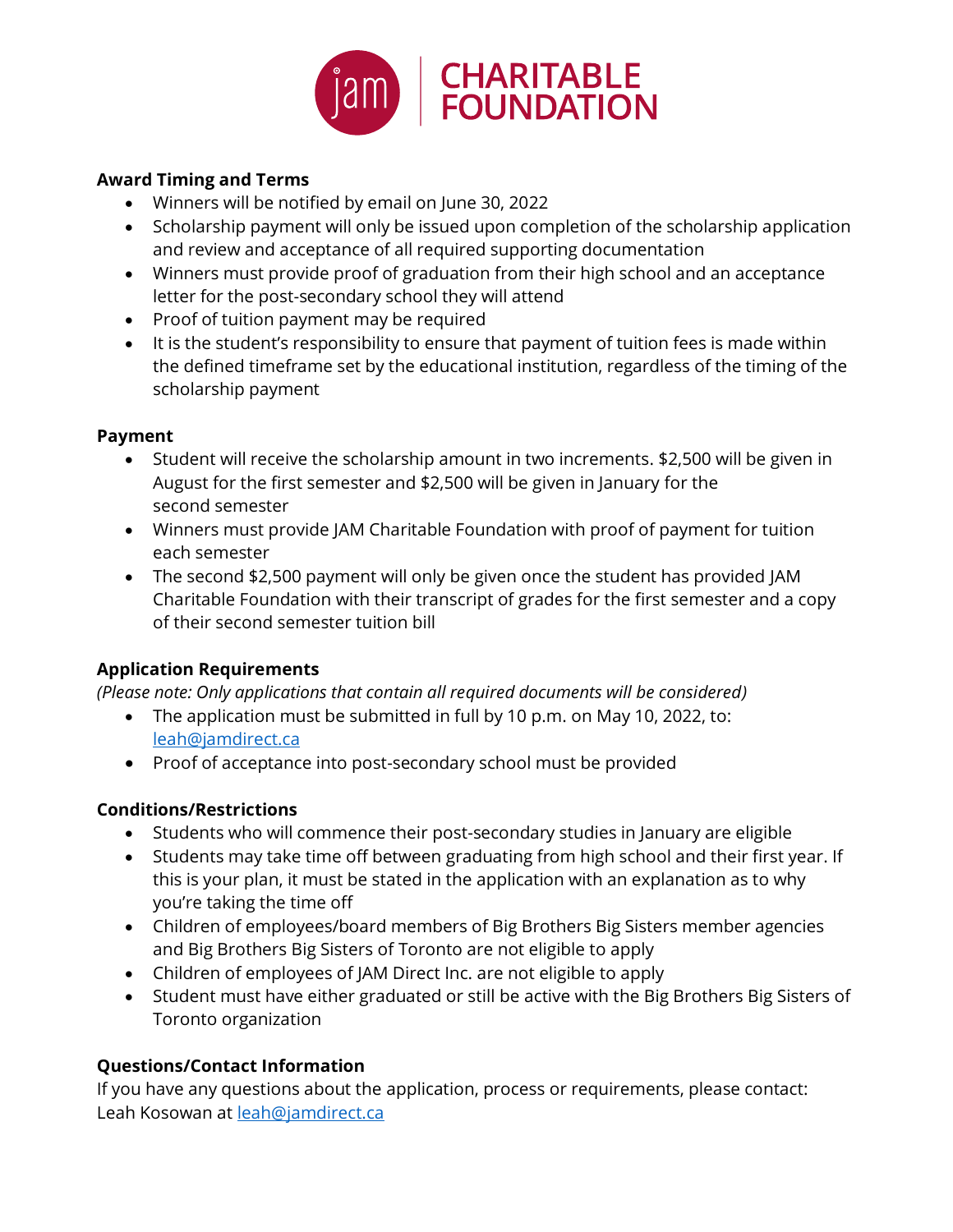JAM CHARITABLE FOUNDATION

**Award Timing and Terms**

- Winners will be notified by email on June 30, 2022
- Scholarship payment will only be issued upon completion of the scholarship application and review and acceptance of all required supporting documentation
- Winners must provide proof of graduation from their high school and an acceptance letter for the post-secondary school they will attend
- Proof of tuition payment may be required
- It is the student's responsibility to ensure that payment of tuition fees is made within the defined timeframe set by the educational institution, regardless of the timing of the scholarship payment

**Payment**

- Student will receive the scholarship amount in two increments. $2,500 will be given in August for the first semester and $2,500 will be given in January for the second semester
- Winners must provide JAM Charitable Foundation with proof of payment for tuition each semester
- The second $2,500 payment will only be given once the student has provided JAM Charitable Foundation with their transcript of grades for the first semester and a copy of their second semester tuition bill

**Application Requirements**

*(Please note: Only applications that contain all required documents will be considered)*

- The application must be submitted in full by 10 p.m. on May 10, 2022, to: leah@jamdirect.ca
- Proof of acceptance into post-secondary school must be provided

**Conditions/Restrictions**

- Students who will commence their post-secondary studies in January are eligible
- Students may take time off between graduating from high school and their first year. If this is your plan, it must be stated in the application with an explanation as to why you're taking the time off
- Children of employees/board members of Big Brothers Big Sisters member agencies and Big Brothers Big Sisters of Toronto are not eligible to apply
- Children of employees of JAM Direct Inc. are not eligible to apply
- Student must have either graduated or still be active with the Big Brothers Big Sisters of Toronto organization

**Questions/Contact Information**

If you have any questions about the application, process or requirements, please contact: Leah Kosowan at leah@jamdirect.ca